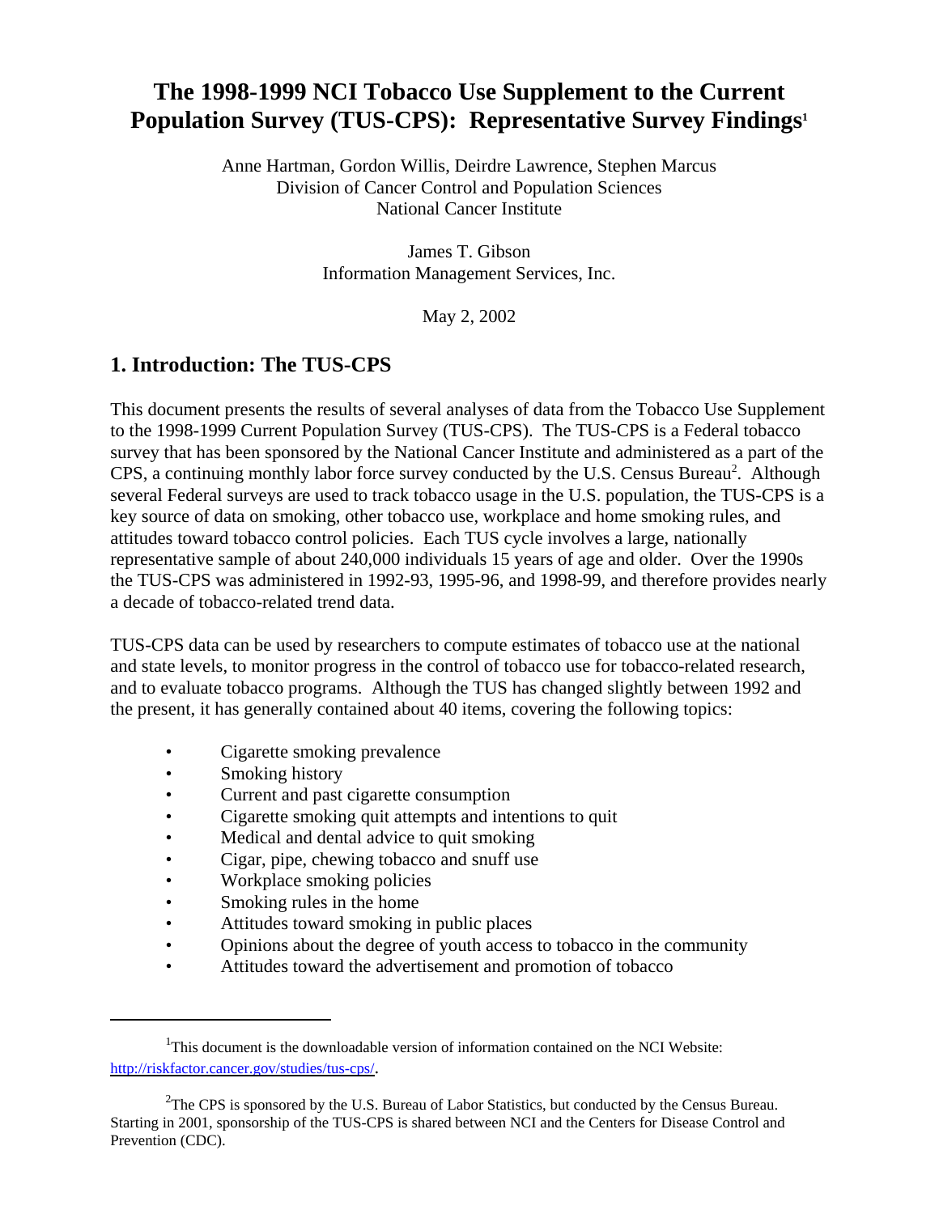# The 1998-1999 NCI Tobacco Use Supplement to the Current Population Survey (TUS-CPS): Representative Survey Findings[1]

Anne Hartman, Gordon Willis, Deirdre Lawrence, Stephen Marcus
Division of Cancer Control and Population Sciences
National Cancer Institute

James T. Gibson
Information Management Services, Inc.

May 2, 2002

## 1. Introduction: The TUS-CPS

This document presents the results of several analyses of data from the Tobacco Use Supplement to the 1998-1999 Current Population Survey (TUS-CPS). The TUS-CPS is a Federal tobacco survey that has been sponsored by the National Cancer Institute and administered as a part of the CPS, a continuing monthly labor force survey conducted by the U.S. Census Bureau[2]. Although several Federal surveys are used to track tobacco usage in the U.S. population, the TUS-CPS is a key source of data on smoking, other tobacco use, workplace and home smoking rules, and attitudes toward tobacco control policies. Each TUS cycle involves a large, nationally representative sample of about 240,000 individuals 15 years of age and older. Over the 1990s the TUS-CPS was administered in 1992-93, 1995-96, and 1998-99, and therefore provides nearly a decade of tobacco-related trend data.

TUS-CPS data can be used by researchers to compute estimates of tobacco use at the national and state levels, to monitor progress in the control of tobacco use for tobacco-related research, and to evaluate tobacco programs. Although the TUS has changed slightly between 1992 and the present, it has generally contained about 40 items, covering the following topics:

- Cigarette smoking prevalence
- Smoking history
- Current and past cigarette consumption
- Cigarette smoking quit attempts and intentions to quit
- Medical and dental advice to quit smoking
- Cigar, pipe, chewing tobacco and snuff use
- Workplace smoking policies
- Smoking rules in the home
- Attitudes toward smoking in public places
- Opinions about the degree of youth access to tobacco in the community
- Attitudes toward the advertisement and promotion of tobacco

---

[1] This document is the downloadable version of information contained on the NCI Website: http://riskfactor.cancer.gov/studies/tus-cps/.

[2] The CPS is sponsored by the U.S. Bureau of Labor Statistics, but conducted by the Census Bureau. Starting in 2001, sponsorship of the TUS-CPS is shared between NCI and the Centers for Disease Control and Prevention (CDC).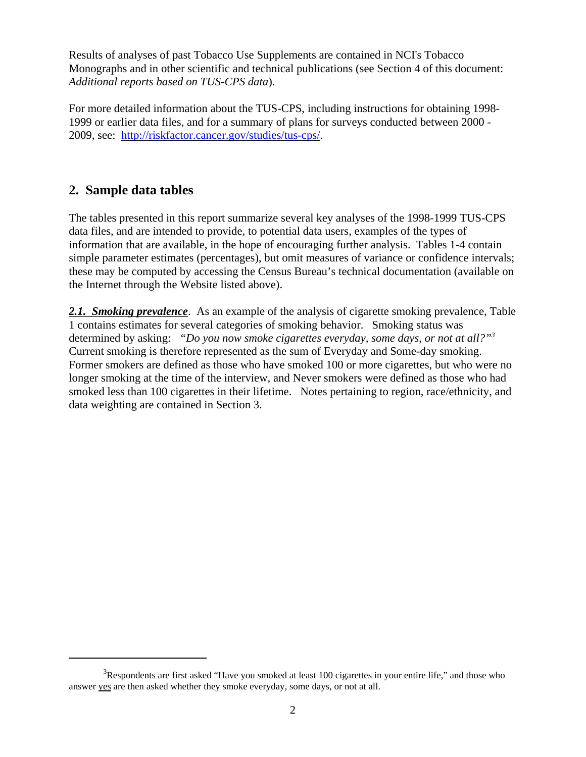Results of analyses of past Tobacco Use Supplements are contained in NCI's Tobacco Monographs and in other scientific and technical publications (see Section 4 of this document: *Additional reports based on TUS-CPS data*).

For more detailed information about the TUS-CPS, including instructions for obtaining 1998-1999 or earlier data files, and for a summary of plans for surveys conducted between 2000 - 2009, see: [http://riskfactor.cancer.gov/studies/tus-cps/](http://riskfactor.cancer.gov/studies/tus-cps/).

## 2. Sample data tables

The tables presented in this report summarize several key analyses of the 1998-1999 TUS-CPS data files, and are intended to provide, to potential data users, examples of the types of information that are available, in the hope of encouraging further analysis. Tables 1-4 contain simple parameter estimates (percentages), but omit measures of variance or confidence intervals; these may be computed by accessing the Census Bureau's technical documentation (available on the Internet through the Website listed above).

***2.1. Smoking prevalence***. As an example of the analysis of cigarette smoking prevalence, Table 1 contains estimates for several categories of smoking behavior. Smoking status was determined by asking: *"Do you now smoke cigarettes everyday, some days, or not at all?"*[3] Current smoking is therefore represented as the sum of Everyday and Some-day smoking. Former smokers are defined as those who have smoked 100 or more cigarettes, but who were no longer smoking at the time of the interview, and Never smokers were defined as those who had smoked less than 100 cigarettes in their lifetime. Notes pertaining to region, race/ethnicity, and data weighting are contained in Section 3.

---

[3]Respondents are first asked "Have you smoked at least 100 cigarettes in your entire life," and those who answer yes are then asked whether they smoke everyday, some days, or not at all.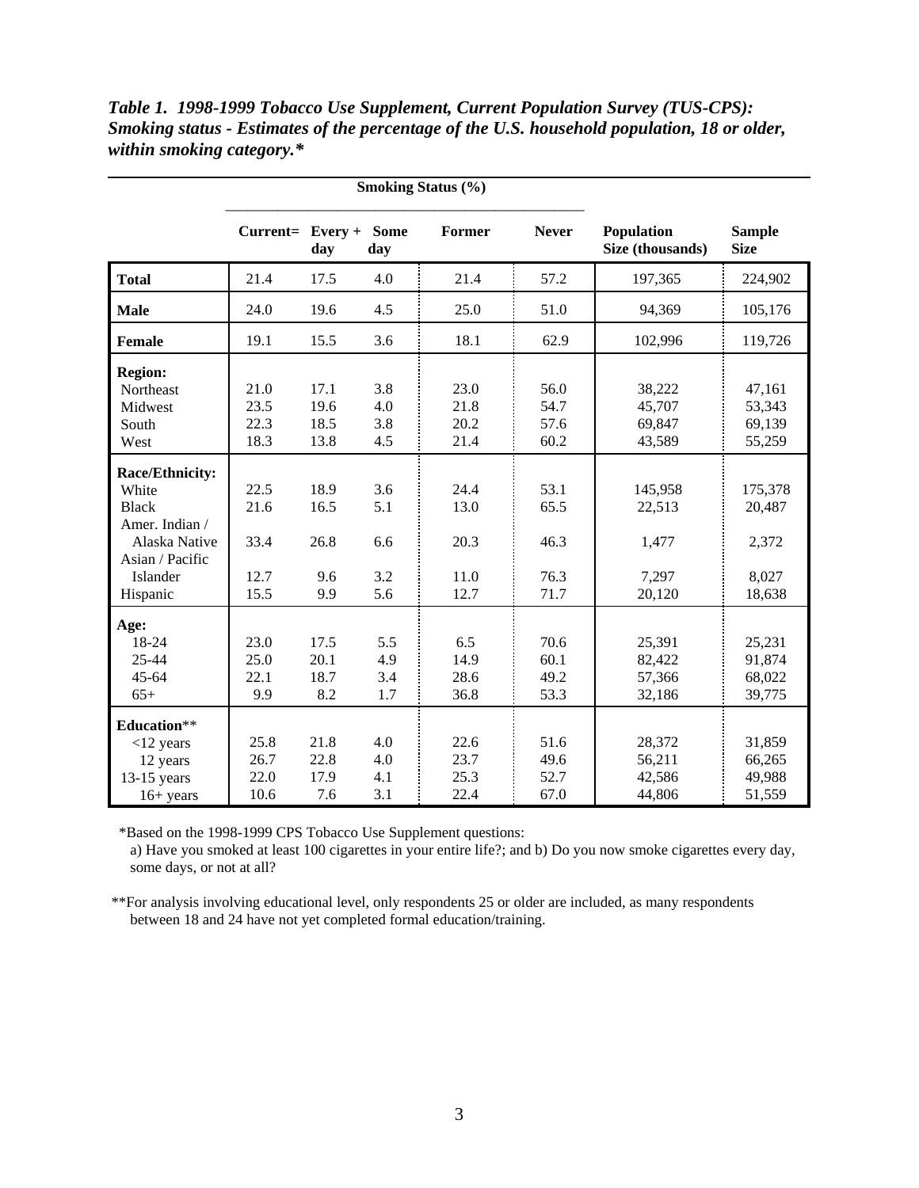***Table 1. 1998-1999 Tobacco Use Supplement, Current Population Survey (TUS-CPS): Smoking status - Estimates of the percentage of the U.S. household population, 18 or older, within smoking category.****

| | Smoking Status (%) | | | | | | |
|---|---|---|---|---|---|---|---|
| | **Current=** | **Every + day** | **Some day** | **Former** | **Never** | **Population Size (thousands)** | **Sample Size** |
| **Total** | 21.4 | 17.5 | 4.0 | 21.4 | 57.2 | 197,365 | 224,902 |
| **Male** | 24.0 | 19.6 | 4.5 | 25.0 | 51.0 | 94,369 | 105,176 |
| **Female** | 19.1 | 15.5 | 3.6 | 18.1 | 62.9 | 102,996 | 119,726 |
| **Region:** | | | | | | | |
| Northeast | 21.0 | 17.1 | 3.8 | 23.0 | 56.0 | 38,222 | 47,161 |
| Midwest | 23.5 | 19.6 | 4.0 | 21.8 | 54.7 | 45,707 | 53,343 |
| South | 22.3 | 18.5 | 3.8 | 20.2 | 57.6 | 69,847 | 69,139 |
| West | 18.3 | 13.8 | 4.5 | 21.4 | 60.2 | 43,589 | 55,259 |
| **Race/Ethnicity:** | | | | | | | |
| White | 22.5 | 18.9 | 3.6 | 24.4 | 53.1 | 145,958 | 175,378 |
| Black | 21.6 | 16.5 | 5.1 | 13.0 | 65.5 | 22,513 | 20,487 |
| Amer. Indian / Alaska Native | 33.4 | 26.8 | 6.6 | 20.3 | 46.3 | 1,477 | 2,372 |
| Asian / Pacific Islander | 12.7 | 9.6 | 3.2 | 11.0 | 76.3 | 7,297 | 8,027 |
| Hispanic | 15.5 | 9.9 | 5.6 | 12.7 | 71.7 | 20,120 | 18,638 |
| **Age:** | | | | | | | |
| 18-24 | 23.0 | 17.5 | 5.5 | 6.5 | 70.6 | 25,391 | 25,231 |
| 25-44 | 25.0 | 20.1 | 4.9 | 14.9 | 60.1 | 82,422 | 91,874 |
| 45-64 | 22.1 | 18.7 | 3.4 | 28.6 | 49.2 | 57,366 | 68,022 |
| 65+ | 9.9 | 8.2 | 1.7 | 36.8 | 53.3 | 32,186 | 39,775 |
| **Education**** | | | | | | | |
| <12 years | 25.8 | 21.8 | 4.0 | 22.6 | 51.6 | 28,372 | 31,859 |
| 12 years | 26.7 | 22.8 | 4.0 | 23.7 | 49.6 | 56,211 | 66,265 |
| 13-15 years | 22.0 | 17.9 | 4.1 | 25.3 | 52.7 | 42,586 | 49,988 |
| 16+ years | 10.6 | 7.6 | 3.1 | 22.4 | 67.0 | 44,806 | 51,559 |

*Based on the 1998-1999 CPS Tobacco Use Supplement questions:
a) Have you smoked at least 100 cigarettes in your entire life?; and b) Do you now smoke cigarettes every day, some days, or not at all?

**For analysis involving educational level, only respondents 25 or older are included, as many respondents between 18 and 24 have not yet completed formal education/training.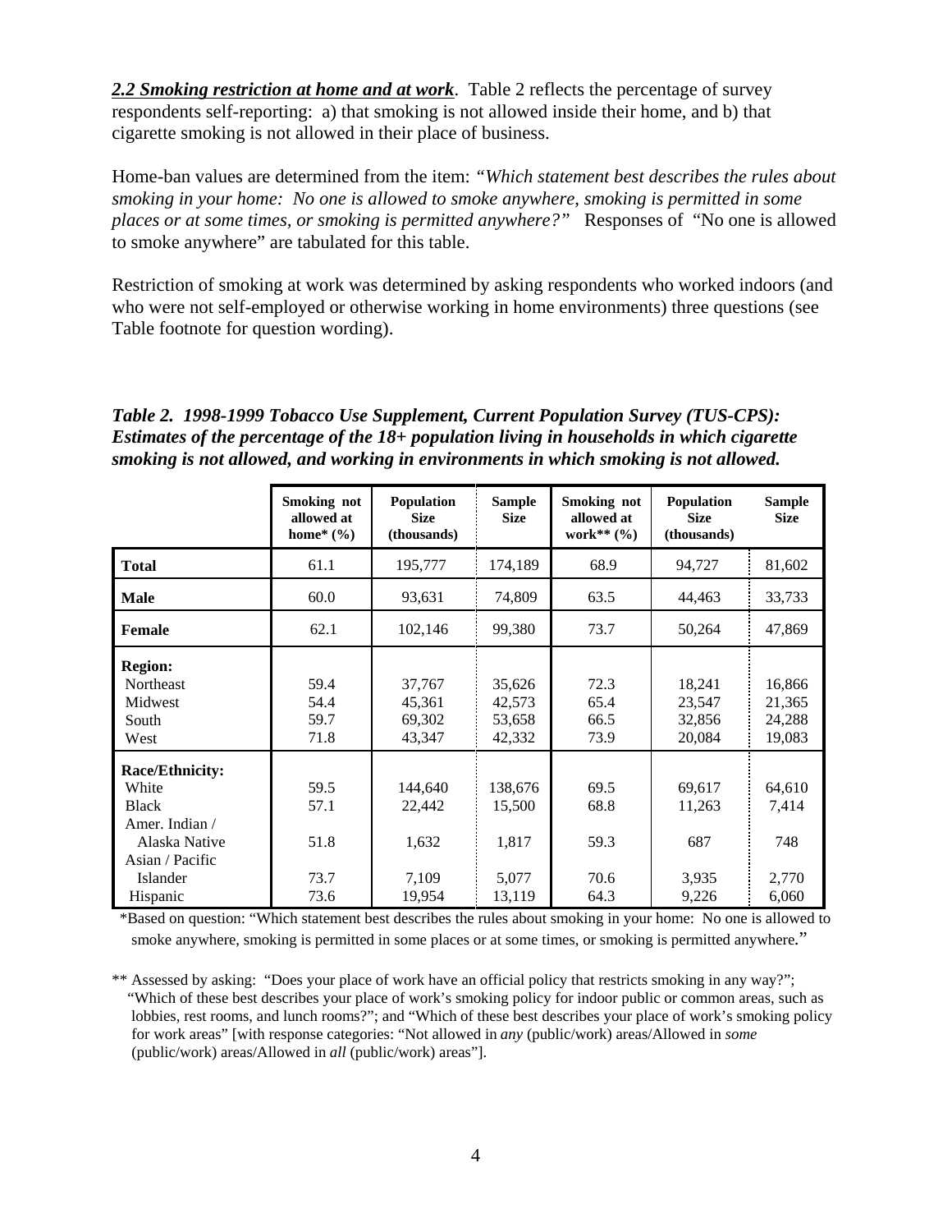***2.2 Smoking restriction at home and at work***. Table 2 reflects the percentage of survey respondents self-reporting: a) that smoking is not allowed inside their home, and b) that cigarette smoking is not allowed in their place of business.

Home-ban values are determined from the item: *"Which statement best describes the rules about smoking in your home: No one is allowed to smoke anywhere, smoking is permitted in some places or at some times, or smoking is permitted anywhere?"* Responses of "No one is allowed to smoke anywhere" are tabulated for this table.

Restriction of smoking at work was determined by asking respondents who worked indoors (and who were not self-employed or otherwise working in home environments) three questions (see Table footnote for question wording).

***Table 2. 1998-1999 Tobacco Use Supplement, Current Population Survey (TUS-CPS): Estimates of the percentage of the 18+ population living in households in which cigarette smoking is not allowed, and working in environments in which smoking is not allowed.***

| | Smoking not allowed at home* (%) | Population Size (thousands) | Sample Size | Smoking not allowed at work** (%) | Population Size (thousands) | Sample Size |
|---|---|---|---|---|---|---|
| **Total** | 61.1 | 195,777 | 174,189 | 68.9 | 94,727 | 81,602 |
| **Male** | 60.0 | 93,631 | 74,809 | 63.5 | 44,463 | 33,733 |
| **Female** | 62.1 | 102,146 | 99,380 | 73.7 | 50,264 | 47,869 |
| **Region:** | | | | | | |
| Northeast | 59.4 | 37,767 | 35,626 | 72.3 | 18,241 | 16,866 |
| Midwest | 54.4 | 45,361 | 42,573 | 65.4 | 23,547 | 21,365 |
| South | 59.7 | 69,302 | 53,658 | 66.5 | 32,856 | 24,288 |
| West | 71.8 | 43,347 | 42,332 | 73.9 | 20,084 | 19,083 |
| **Race/Ethnicity:** | | | | | | |
| White | 59.5 | 144,640 | 138,676 | 69.5 | 69,617 | 64,610 |
| Black | 57.1 | 22,442 | 15,500 | 68.8 | 11,263 | 7,414 |
| Amer. Indian / Alaska Native | 51.8 | 1,632 | 1,817 | 59.3 | 687 | 748 |
| Asian / Pacific Islander | 73.7 | 7,109 | 5,077 | 70.6 | 3,935 | 2,770 |
| Hispanic | 73.6 | 19,954 | 13,119 | 64.3 | 9,226 | 6,060 |

*Based on question: "Which statement best describes the rules about smoking in your home: No one is allowed to smoke anywhere, smoking is permitted in some places or at some times, or smoking is permitted anywhere."

** Assessed by asking: "Does your place of work have an official policy that restricts smoking in any way?"; "Which of these best describes your place of work's smoking policy for indoor public or common areas, such as lobbies, rest rooms, and lunch rooms?"; and "Which of these best describes your place of work's smoking policy for work areas" [with response categories: "Not allowed in *any* (public/work) areas/Allowed in *some* (public/work) areas/Allowed in *all* (public/work) areas"].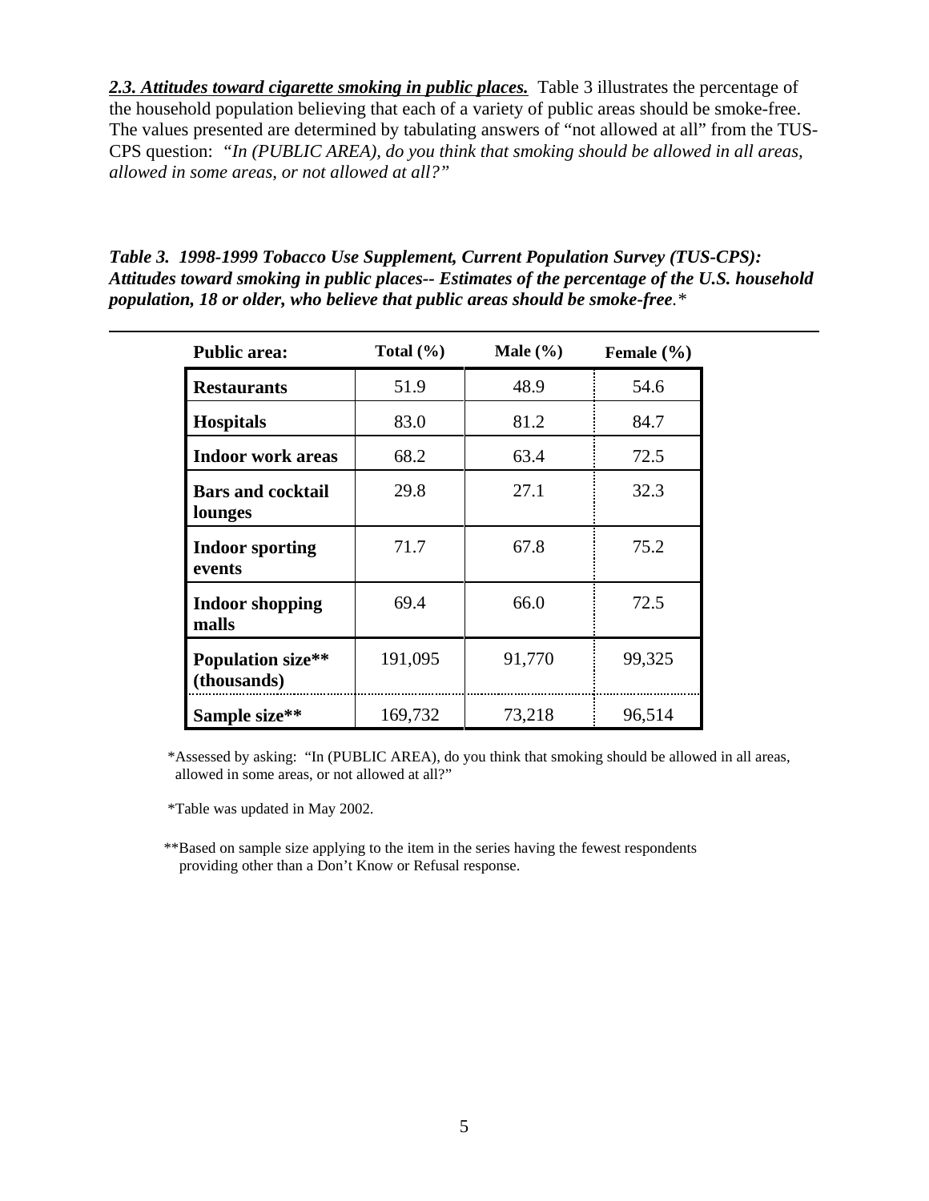***2.3. Attitudes toward cigarette smoking in public places.*** Table 3 illustrates the percentage of the household population believing that each of a variety of public areas should be smoke-free. The values presented are determined by tabulating answers of "not allowed at all" from the TUS-CPS question: *"In (PUBLIC AREA), do you think that smoking should be allowed in all areas, allowed in some areas, or not allowed at all?"*

***Table 3. 1998-1999 Tobacco Use Supplement, Current Population Survey (TUS-CPS): Attitudes toward smoking in public places-- Estimates of the percentage of the U.S. household population, 18 or older, who believe that public areas should be smoke-free.****

| Public area: | Total (%) | Male (%) | Female (%) |
|---|---|---|---|
| **Restaurants** | 51.9 | 48.9 | 54.6 |
| **Hospitals** | 83.0 | 81.2 | 84.7 |
| **Indoor work areas** | 68.2 | 63.4 | 72.5 |
| **Bars and cocktail lounges** | 29.8 | 27.1 | 32.3 |
| **Indoor sporting events** | 71.7 | 67.8 | 75.2 |
| **Indoor shopping malls** | 69.4 | 66.0 | 72.5 |
| **Population size** (thousands)** | 191,095 | 91,770 | 99,325 |
| **Sample size**** | 169,732 | 73,218 | 96,514 |

*Assessed by asking: "In (PUBLIC AREA), do you think that smoking should be allowed in all areas, allowed in some areas, or not allowed at all?"

*Table was updated in May 2002.

**Based on sample size applying to the item in the series having the fewest respondents providing other than a Don't Know or Refusal response.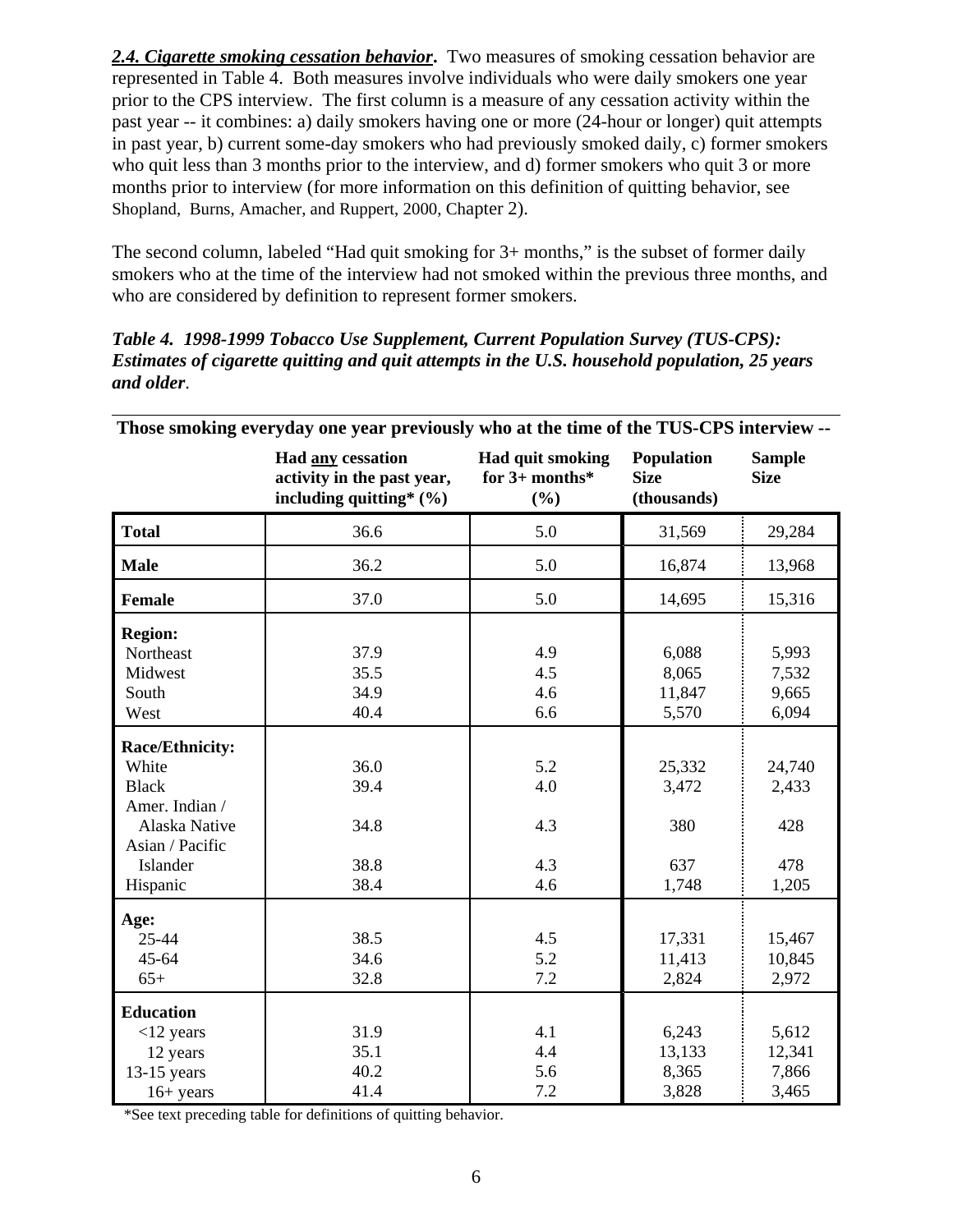***2.4. Cigarette smoking cessation behavior*.** Two measures of smoking cessation behavior are represented in Table 4. Both measures involve individuals who were daily smokers one year prior to the CPS interview. The first column is a measure of any cessation activity within the past year -- it combines: a) daily smokers having one or more (24-hour or longer) quit attempts in past year, b) current some-day smokers who had previously smoked daily, c) former smokers who quit less than 3 months prior to the interview, and d) former smokers who quit 3 or more months prior to interview (for more information on this definition of quitting behavior, see Shopland, Burns, Amacher, and Ruppert, 2000, Chapter 2).

The second column, labeled "Had quit smoking for 3+ months," is the subset of former daily smokers who at the time of the interview had not smoked within the previous three months, and who are considered by definition to represent former smokers.

***Table 4. 1998-1999 Tobacco Use Supplement, Current Population Survey (TUS-CPS): Estimates of cigarette quitting and quit attempts in the U.S. household population, 25 years and older*.**

| Those smoking everyday one year previously who at the time of the TUS-CPS interview -- | Had any cessation activity in the past year, including quitting* (%) | Had quit smoking for 3+ months* (%) | Population Size (thousands) | Sample Size |
|---|---|---|---|---|
| **Total** | 36.6 | 5.0 | 31,569 | 29,284 |
| **Male** | 36.2 | 5.0 | 16,874 | 13,968 |
| **Female** | 37.0 | 5.0 | 14,695 | 15,316 |
| **Region:** | | | | |
| Northeast | 37.9 | 4.9 | 6,088 | 5,993 |
| Midwest | 35.5 | 4.5 | 8,065 | 7,532 |
| South | 34.9 | 4.6 | 11,847 | 9,665 |
| West | 40.4 | 6.6 | 5,570 | 6,094 |
| **Race/Ethnicity:** | | | | |
| White | 36.0 | 5.2 | 25,332 | 24,740 |
| Black | 39.4 | 4.0 | 3,472 | 2,433 |
| Amer. Indian / Alaska Native | 34.8 | 4.3 | 380 | 428 |
| Asian / Pacific Islander | 38.8 | 4.3 | 637 | 478 |
| Hispanic | 38.4 | 4.6 | 1,748 | 1,205 |
| **Age:** | | | | |
| 25-44 | 38.5 | 4.5 | 17,331 | 15,467 |
| 45-64 | 34.6 | 5.2 | 11,413 | 10,845 |
| 65+ | 32.8 | 7.2 | 2,824 | 2,972 |
| **Education** | | | | |
| <12 years | 31.9 | 4.1 | 6,243 | 5,612 |
| 12 years | 35.1 | 4.4 | 13,133 | 12,341 |
| 13-15 years | 40.2 | 5.6 | 8,365 | 7,866 |
| 16+ years | 41.4 | 7.2 | 3,828 | 3,465 |

*See text preceding table for definitions of quitting behavior.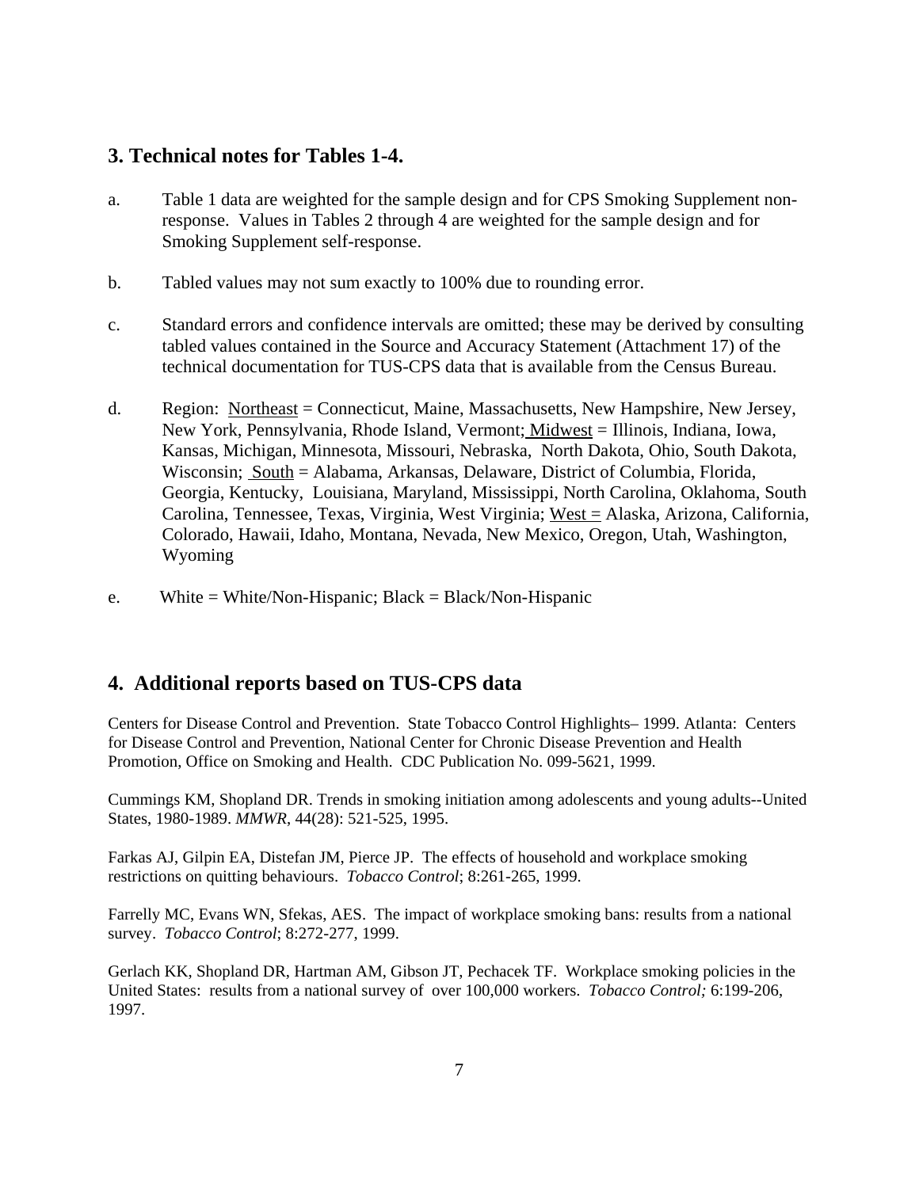## 3. Technical notes for Tables 1-4.

a. Table 1 data are weighted for the sample design and for CPS Smoking Supplement non-response. Values in Tables 2 through 4 are weighted for the sample design and for Smoking Supplement self-response.

b. Tabled values may not sum exactly to 100% due to rounding error.

c. Standard errors and confidence intervals are omitted; these may be derived by consulting tabled values contained in the Source and Accuracy Statement (Attachment 17) of the technical documentation for TUS-CPS data that is available from the Census Bureau.

d. Region: Northeast = Connecticut, Maine, Massachusetts, New Hampshire, New Jersey, New York, Pennsylvania, Rhode Island, Vermont; Midwest = Illinois, Indiana, Iowa, Kansas, Michigan, Minnesota, Missouri, Nebraska, North Dakota, Ohio, South Dakota, Wisconsin; South = Alabama, Arkansas, Delaware, District of Columbia, Florida, Georgia, Kentucky, Louisiana, Maryland, Mississippi, North Carolina, Oklahoma, South Carolina, Tennessee, Texas, Virginia, West Virginia; West = Alaska, Arizona, California, Colorado, Hawaii, Idaho, Montana, Nevada, New Mexico, Oregon, Utah, Washington, Wyoming

e. White = White/Non-Hispanic; Black = Black/Non-Hispanic

## 4. Additional reports based on TUS-CPS data

Centers for Disease Control and Prevention. State Tobacco Control Highlights– 1999. Atlanta: Centers for Disease Control and Prevention, National Center for Chronic Disease Prevention and Health Promotion, Office on Smoking and Health. CDC Publication No. 099-5621, 1999.

Cummings KM, Shopland DR. Trends in smoking initiation among adolescents and young adults--United States, 1980-1989. *MMWR*, 44(28): 521-525, 1995.

Farkas AJ, Gilpin EA, Distefan JM, Pierce JP. The effects of household and workplace smoking restrictions on quitting behaviours. *Tobacco Control*; 8:261-265, 1999.

Farrelly MC, Evans WN, Sfekas, AES. The impact of workplace smoking bans: results from a national survey. *Tobacco Control*; 8:272-277, 1999.

Gerlach KK, Shopland DR, Hartman AM, Gibson JT, Pechacek TF. Workplace smoking policies in the United States: results from a national survey of over 100,000 workers. *Tobacco Control;* 6:199-206, 1997.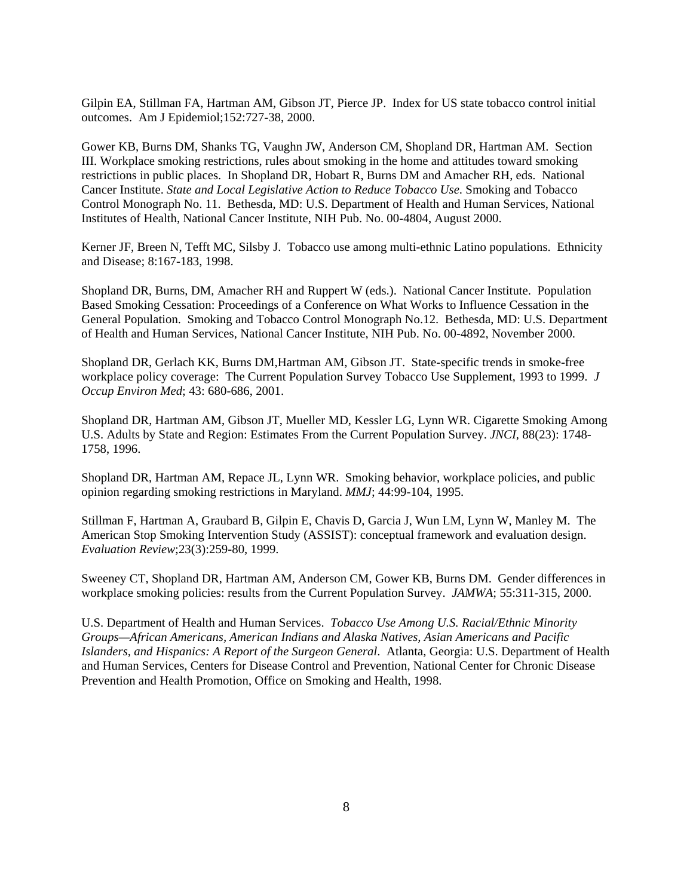Gilpin EA, Stillman FA, Hartman AM, Gibson JT, Pierce JP. Index for US state tobacco control initial outcomes. Am J Epidemiol;152:727-38, 2000.

Gower KB, Burns DM, Shanks TG, Vaughn JW, Anderson CM, Shopland DR, Hartman AM. Section III. Workplace smoking restrictions, rules about smoking in the home and attitudes toward smoking restrictions in public places. In Shopland DR, Hobart R, Burns DM and Amacher RH, eds. National Cancer Institute. *State and Local Legislative Action to Reduce Tobacco Use*. Smoking and Tobacco Control Monograph No. 11. Bethesda, MD: U.S. Department of Health and Human Services, National Institutes of Health, National Cancer Institute, NIH Pub. No. 00-4804, August 2000.

Kerner JF, Breen N, Tefft MC, Silsby J. Tobacco use among multi-ethnic Latino populations. Ethnicity and Disease; 8:167-183, 1998.

Shopland DR, Burns, DM, Amacher RH and Ruppert W (eds.). National Cancer Institute. Population Based Smoking Cessation: Proceedings of a Conference on What Works to Influence Cessation in the General Population. Smoking and Tobacco Control Monograph No.12. Bethesda, MD: U.S. Department of Health and Human Services, National Cancer Institute, NIH Pub. No. 00-4892, November 2000.

Shopland DR, Gerlach KK, Burns DM,Hartman AM, Gibson JT. State-specific trends in smoke-free workplace policy coverage: The Current Population Survey Tobacco Use Supplement, 1993 to 1999. *J Occup Environ Med*; 43: 680-686, 2001.

Shopland DR, Hartman AM, Gibson JT, Mueller MD, Kessler LG, Lynn WR. Cigarette Smoking Among U.S. Adults by State and Region: Estimates From the Current Population Survey. *JNCI*, 88(23): 1748-1758, 1996.

Shopland DR, Hartman AM, Repace JL, Lynn WR. Smoking behavior, workplace policies, and public opinion regarding smoking restrictions in Maryland. *MMJ*; 44:99-104, 1995.

Stillman F, Hartman A, Graubard B, Gilpin E, Chavis D, Garcia J, Wun LM, Lynn W, Manley M. The American Stop Smoking Intervention Study (ASSIST): conceptual framework and evaluation design. *Evaluation Review*;23(3):259-80, 1999.

Sweeney CT, Shopland DR, Hartman AM, Anderson CM, Gower KB, Burns DM. Gender differences in workplace smoking policies: results from the Current Population Survey. *JAMWA*; 55:311-315, 2000.

U.S. Department of Health and Human Services. *Tobacco Use Among U.S. Racial/Ethnic Minority Groups—African Americans, American Indians and Alaska Natives, Asian Americans and Pacific Islanders, and Hispanics: A Report of the Surgeon General*. Atlanta, Georgia: U.S. Department of Health and Human Services, Centers for Disease Control and Prevention, National Center for Chronic Disease Prevention and Health Promotion, Office on Smoking and Health, 1998.